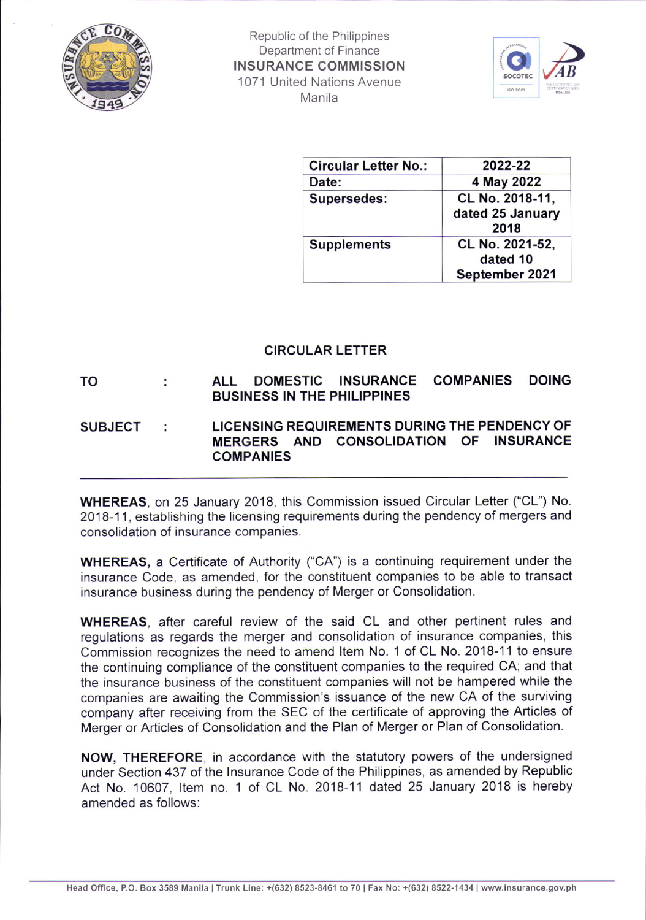Republic of the Philippines
Department of Finance
**INSURANCE COMMISSION**
1071 United Nations Avenue
Manila

| Circular Letter No.: | 2022-22 |
|---|---|
| Date: | 4 May 2022 |
| Supersedes: | CL No. 2018-11, dated 25 January 2018 |
| Supplements | CL No. 2021-52, dated 10 September 2021 |

## CIRCULAR LETTER

**TO** : **ALL DOMESTIC INSURANCE COMPANIES DOING BUSINESS IN THE PHILIPPINES**

**SUBJECT** : **LICENSING REQUIREMENTS DURING THE PENDENCY OF MERGERS AND CONSOLIDATION OF INSURANCE COMPANIES**

---

**WHEREAS**, on 25 January 2018, this Commission issued Circular Letter ("CL") No. 2018-11, establishing the licensing requirements during the pendency of mergers and consolidation of insurance companies.

**WHEREAS,** a Certificate of Authority ("CA") is a continuing requirement under the insurance Code, as amended, for the constituent companies to be able to transact insurance business during the pendency of Merger or Consolidation.

**WHEREAS**, after careful review of the said CL and other pertinent rules and regulations as regards the merger and consolidation of insurance companies, this Commission recognizes the need to amend Item No. 1 of CL No. 2018-11 to ensure the continuing compliance of the constituent companies to the required CA; and that the insurance business of the constituent companies will not be hampered while the companies are awaiting the Commission's issuance of the new CA of the surviving company after receiving from the SEC of the certificate of approving the Articles of Merger or Articles of Consolidation and the Plan of Merger or Plan of Consolidation.

**NOW, THEREFORE**, in accordance with the statutory powers of the undersigned under Section 437 of the Insurance Code of the Philippines, as amended by Republic Act No. 10607, Item no. 1 of CL No. 2018-11 dated 25 January 2018 is hereby amended as follows: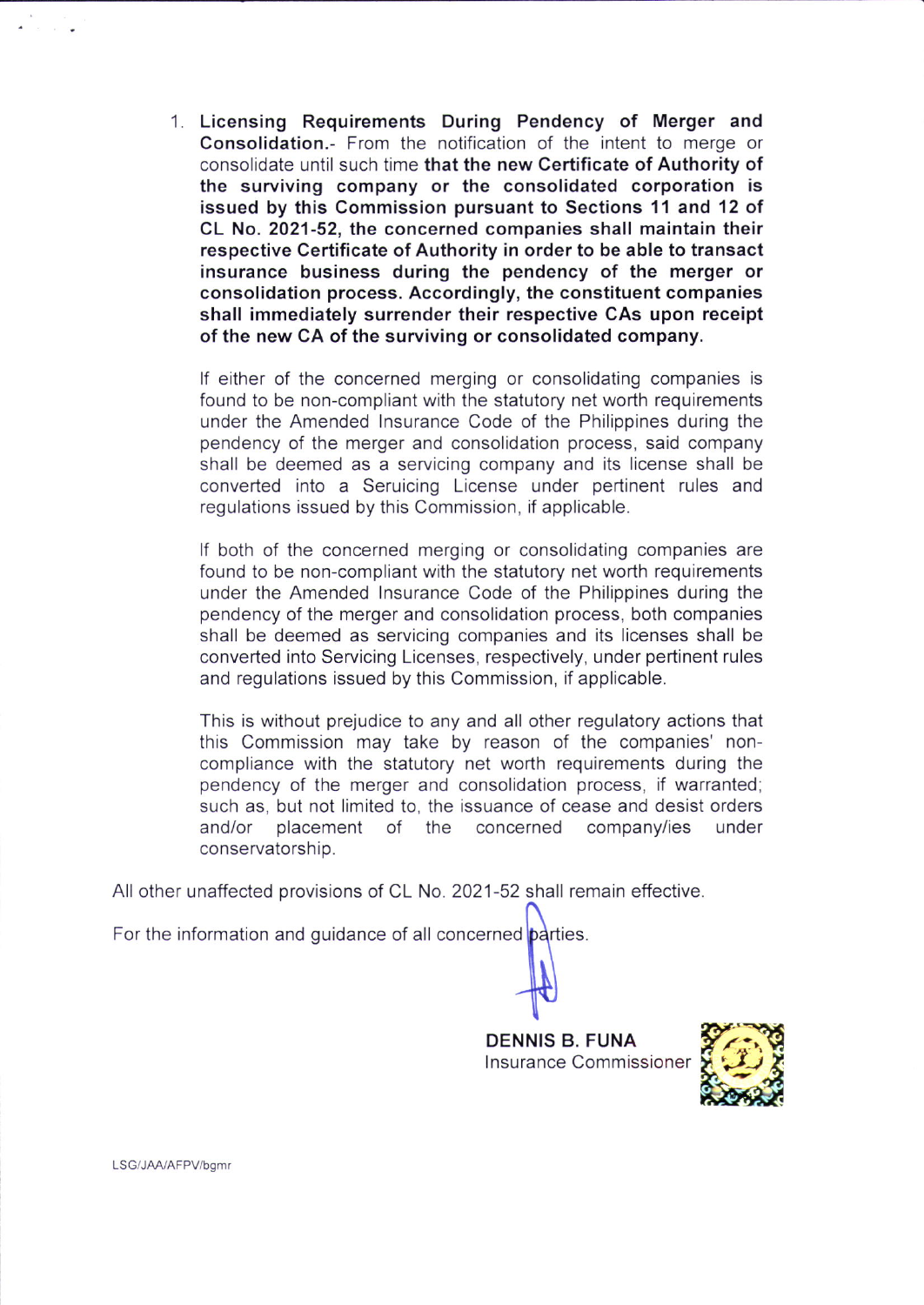1. **Licensing Requirements During Pendency of Merger and Consolidation.**- From the notification of the intent to merge or consolidate until such time **that the new Certificate of Authority of the surviving company or the consolidated corporation is issued by this Commission pursuant to Sections 11 and 12 of CL No. 2021-52, the concerned companies shall maintain their respective Certificate of Authority in order to be able to transact insurance business during the pendency of the merger or consolidation process. Accordingly, the constituent companies shall immediately surrender their respective CAs upon receipt of the new CA of the surviving or consolidated company.**

   If either of the concerned merging or consolidating companies is found to be non-compliant with the statutory net worth requirements under the Amended Insurance Code of the Philippines during the pendency of the merger and consolidation process, said company shall be deemed as a servicing company and its license shall be converted into a Seruicing License under pertinent rules and regulations issued by this Commission, if applicable.

   If both of the concerned merging or consolidating companies are found to be non-compliant with the statutory net worth requirements under the Amended Insurance Code of the Philippines during the pendency of the merger and consolidation process, both companies shall be deemed as servicing companies and its licenses shall be converted into Servicing Licenses, respectively, under pertinent rules and regulations issued by this Commission, if applicable.

   This is without prejudice to any and all other regulatory actions that this Commission may take by reason of the companies' non-compliance with the statutory net worth requirements during the pendency of the merger and consolidation process, if warranted; such as, but not limited to, the issuance of cease and desist orders and/or placement of the concerned company/ies under conservatorship.

All other unaffected provisions of CL No. 2021-52 shall remain effective.

For the information and guidance of all concerned parties.

**DENNIS B. FUNA**
Insurance Commissioner

LSG/JAA/AFPV/bgmr